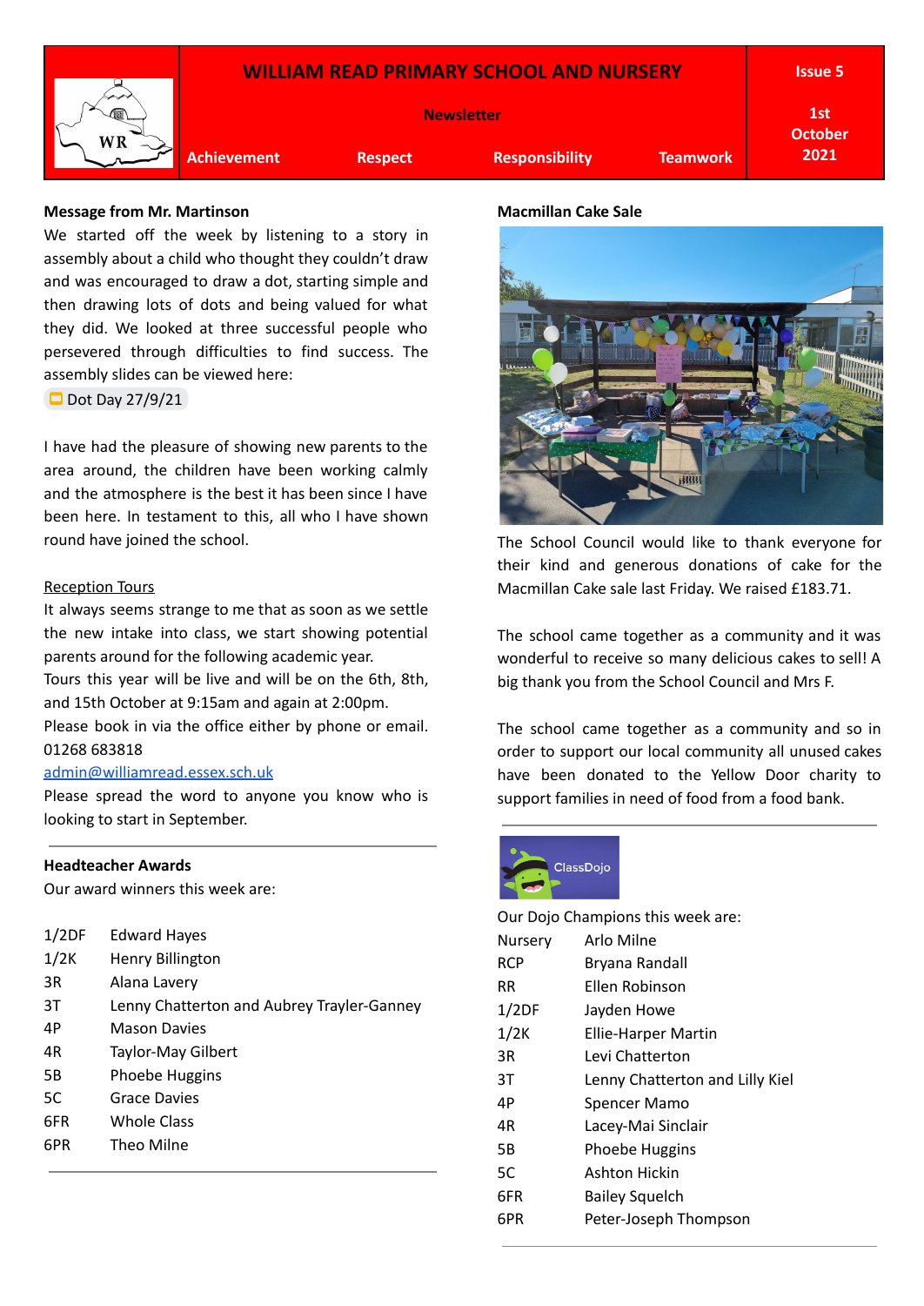# WILLIAM READ PRIMARY SCHOOL AND NURSERY

**Newsletter**

**Issue 5**

**1st October 2021**

**Achievement** | **Respect** | **Responsibility** | **Teamwork**

**Message from Mr. Martinson**

We started off the week by listening to a story in assembly about a child who thought they couldn't draw and was encouraged to draw a dot, starting simple and then drawing lots of dots and being valued for what they did. We looked at three successful people who persevered through difficulties to find success. The assembly slides can be viewed here:

Dot Day 27/9/21

I have had the pleasure of showing new parents to the area around, the children have been working calmly and the atmosphere is the best it has been since I have been here. In testament to this, all who I have shown round have joined the school.

Reception Tours

It always seems strange to me that as soon as we settle the new intake into class, we start showing potential parents around for the following academic year.

Tours this year will be live and will be on the 6th, 8th, and 15th October at 9:15am and again at 2:00pm.

Please book in via the office either by phone or email.

01268 683818

admin@williamread.essex.sch.uk

Please spread the word to anyone you know who is looking to start in September.

---

**Headteacher Awards**

Our award winners this week are:

| | |
|---|---|
| 1/2DF | Edward Hayes |
| 1/2K | Henry Billington |
| 3R | Alana Lavery |
| 3T | Lenny Chatterton and Aubrey Trayler-Ganney |
| 4P | Mason Davies |
| 4R | Taylor-May Gilbert |
| 5B | Phoebe Huggins |
| 5C | Grace Davies |
| 6FR | Whole Class |
| 6PR | Theo Milne |

---

**Macmillan Cake Sale**

The School Council would like to thank everyone for their kind and generous donations of cake for the Macmillan Cake sale last Friday. We raised £183.71.

The school came together as a community and it was wonderful to receive so many delicious cakes to sell! A big thank you from the School Council and Mrs F.

The school came together as a community and so in order to support our local community all unused cakes have been donated to the Yellow Door charity to support families in need of food from a food bank.

---

ClassDojo

Our Dojo Champions this week are:

| | |
|---|---|
| Nursery | Arlo Milne |
| RCP | Bryana Randall |
| RR | Ellen Robinson |
| 1/2DF | Jayden Howe |
| 1/2K | Ellie-Harper Martin |
| 3R | Levi Chatterton |
| 3T | Lenny Chatterton and Lilly Kiel |
| 4P | Spencer Mamo |
| 4R | Lacey-Mai Sinclair |
| 5B | Phoebe Huggins |
| 5C | Ashton Hickin |
| 6FR | Bailey Squelch |
| 6PR | Peter-Joseph Thompson |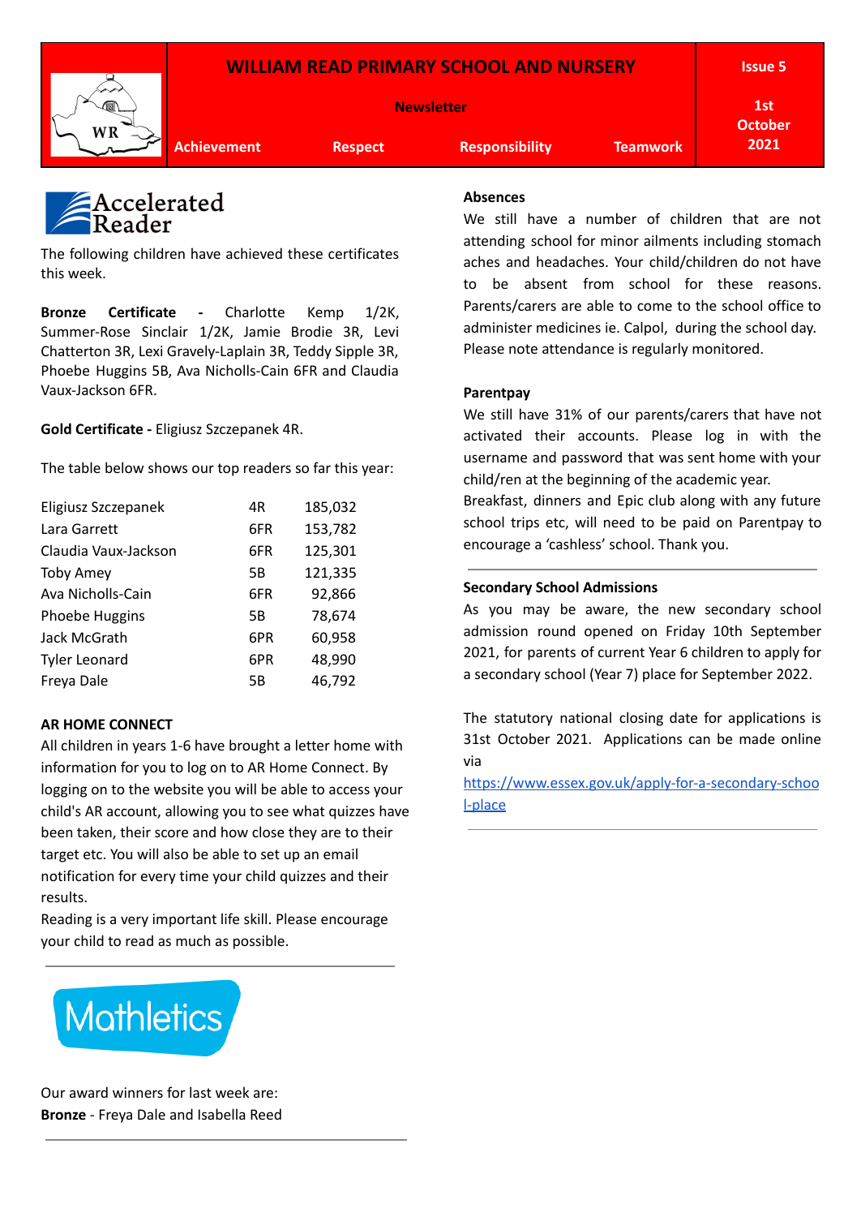# WILLIAM READ PRIMARY SCHOOL AND NURSERY

**Newsletter**

**Issue 5** | **1st October 2021**

**Achievement** | **Respect** | **Responsibility** | **Teamwork**

## Accelerated Reader

The following children have achieved these certificates this week.

**Bronze Certificate** - Charlotte Kemp 1/2K, Summer-Rose Sinclair 1/2K, Jamie Brodie 3R, Levi Chatterton 3R, Lexi Gravely-Laplain 3R, Teddy Sipple 3R, Phoebe Huggins 5B, Ava Nicholls-Cain 6FR and Claudia Vaux-Jackson 6FR.

**Gold Certificate -** Eligiusz Szczepanek 4R.

The table below shows our top readers so far this year:

| | | |
|---|---|---|
| Eligiusz Szczepanek | 4R | 185,032 |
| Lara Garrett | 6FR | 153,782 |
| Claudia Vaux-Jackson | 6FR | 125,301 |
| Toby Amey | 5B | 121,335 |
| Ava Nicholls-Cain | 6FR | 92,866 |
| Phoebe Huggins | 5B | 78,674 |
| Jack McGrath | 6PR | 60,958 |
| Tyler Leonard | 6PR | 48,990 |
| Freya Dale | 5B | 46,792 |

**AR HOME CONNECT**

All children in years 1-6 have brought a letter home with information for you to log on to AR Home Connect. By logging on to the website you will be able to access your child's AR account, allowing you to see what quizzes have been taken, their score and how close they are to their target etc. You will also be able to set up an email notification for every time your child quizzes and their results.

Reading is a very important life skill. Please encourage your child to read as much as possible.

## Mathletics

Our award winners for last week are:

**Bronze** - Freya Dale and Isabella Reed

**Absences**

We still have a number of children that are not attending school for minor ailments including stomach aches and headaches. Your child/children do not have to be absent from school for these reasons. Parents/carers are able to come to the school office to administer medicines ie. Calpol, during the school day. Please note attendance is regularly monitored.

**Parentpay**

We still have 31% of our parents/carers that have not activated their accounts. Please log in with the username and password that was sent home with your child/ren at the beginning of the academic year.

Breakfast, dinners and Epic club along with any future school trips etc, will need to be paid on Parentpay to encourage a 'cashless' school. Thank you.

**Secondary School Admissions**

As you may be aware, the new secondary school admission round opened on Friday 10th September 2021, for parents of current Year 6 children to apply for a secondary school (Year 7) place for September 2022.

The statutory national closing date for applications is 31st October 2021. Applications can be made online via https://www.essex.gov.uk/apply-for-a-secondary-school-place